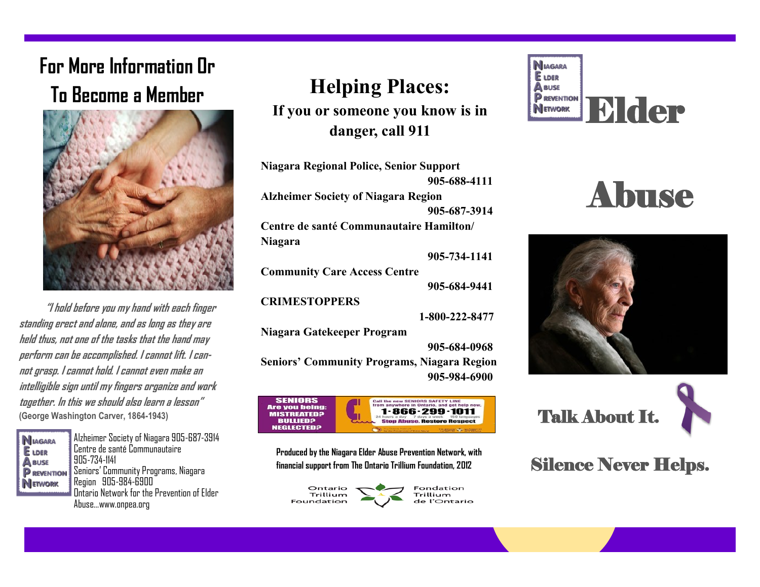## For More Information Or To Become a Member

**"I hold before you my hand with each finger standing erect and alone, and as long as they are held thus, not one of the tasks that the hand may perform can be accomplished. I cannot lift. I cannot grasp. I cannot hold. I cannot even make an intelligible sign until my fingers organize and work together. In this we should also learn a lesson"**
**(George Washington Carver, 1864-1943)**

NIAGARA ELDER ABUSE PREVENTION NETWORK

Alzheimer Society of Niagara 905-687-3914
Centre de santé Communautaire 905-734-1141
Seniors' Community Programs, Niagara Region 905-984-6900
Ontario Network for the Prevention of Elder Abuse...www.onpea.org

# Helping Places:

### If you or someone you know is in danger, call 911

**Niagara Regional Police, Senior Support**
**905-688-4111**

**Alzheimer Society of Niagara Region**
**905-687-3914**

**Centre de santé Communautaire Hamilton/ Niagara**
**905-734-1141**

**Community Care Access Centre**
**905-684-9441**

**CRIMESTOPPERS**
**1-800-222-8477**

**Niagara Gatekeeper Program**
**905-684-0968**

**Seniors' Community Programs, Niagara Region**
**905-984-6900**

SENIORS Are you being: MISTREATED? BULLIED? NEGLECTED?
Call the new SENIORS SAFETY LINE from anywhere in Ontario, and get help now.
1-866-299-1011
24 hours a day 7 days a week 150 languages
Stop Abuse. Restore Respect

**Produced by the Niagara Elder Abuse Prevention Network, with financial support from The Ontario Trillium Foundation, 2012**

Ontario Trillium Foundation — Fondation Trillium de l'Ontario

NIAGARA ELDER ABUSE PREVENTION NETWORK

# Elder Abuse

## Talk About It.

## Silence Never Helps.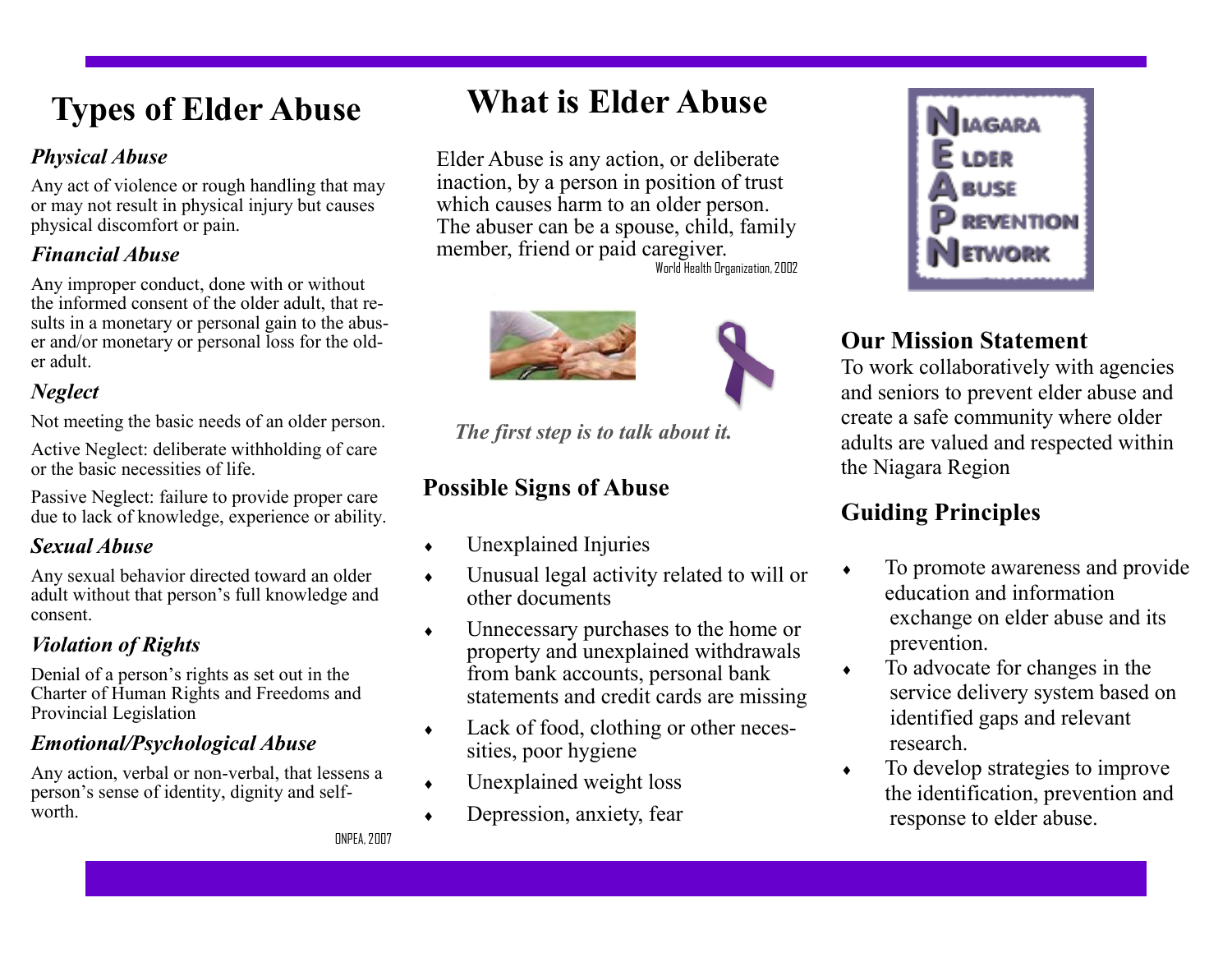# Types of Elder Abuse

### *Physical Abuse*

Any act of violence or rough handling that may or may not result in physical injury but causes physical discomfort or pain.

### *Financial Abuse*

Any improper conduct, done with or without the informed consent of the older adult, that results in a monetary or personal gain to the abuser and/or monetary or personal loss for the older adult.

### *Neglect*

Not meeting the basic needs of an older person.

Active Neglect: deliberate withholding of care or the basic necessities of life.

Passive Neglect: failure to provide proper care due to lack of knowledge, experience or ability.

### *Sexual Abuse*

Any sexual behavior directed toward an older adult without that person's full knowledge and consent.

### *Violation of Rights*

Denial of a person's rights as set out in the Charter of Human Rights and Freedoms and Provincial Legislation

### *Emotional/Psychological Abuse*

Any action, verbal or non-verbal, that lessens a person's sense of identity, dignity and self-worth.

ONPEA, 2007

# What is Elder Abuse

Elder Abuse is any action, or deliberate inaction, by a person in position of trust which causes harm to an older person. The abuser can be a spouse, child, family member, friend or paid caregiver.

World Health Organization, 2002

*The first step is to talk about it.*

## Possible Signs of Abuse

- Unexplained Injuries
- Unusual legal activity related to will or other documents
- Unnecessary purchases to the home or property and unexplained withdrawals from bank accounts, personal bank statements and credit cards are missing
- Lack of food, clothing or other necessities, poor hygiene
- Unexplained weight loss
- Depression, anxiety, fear

**N**iagara **E**lder **A**buse **P**revention **N**etwork

## Our Mission Statement

To work collaboratively with agencies and seniors to prevent elder abuse and create a safe community where older adults are valued and respected within the Niagara Region

## Guiding Principles

- To promote awareness and provide education and information exchange on elder abuse and its prevention.
- To advocate for changes in the service delivery system based on identified gaps and relevant research.
- To develop strategies to improve the identification, prevention and response to elder abuse.